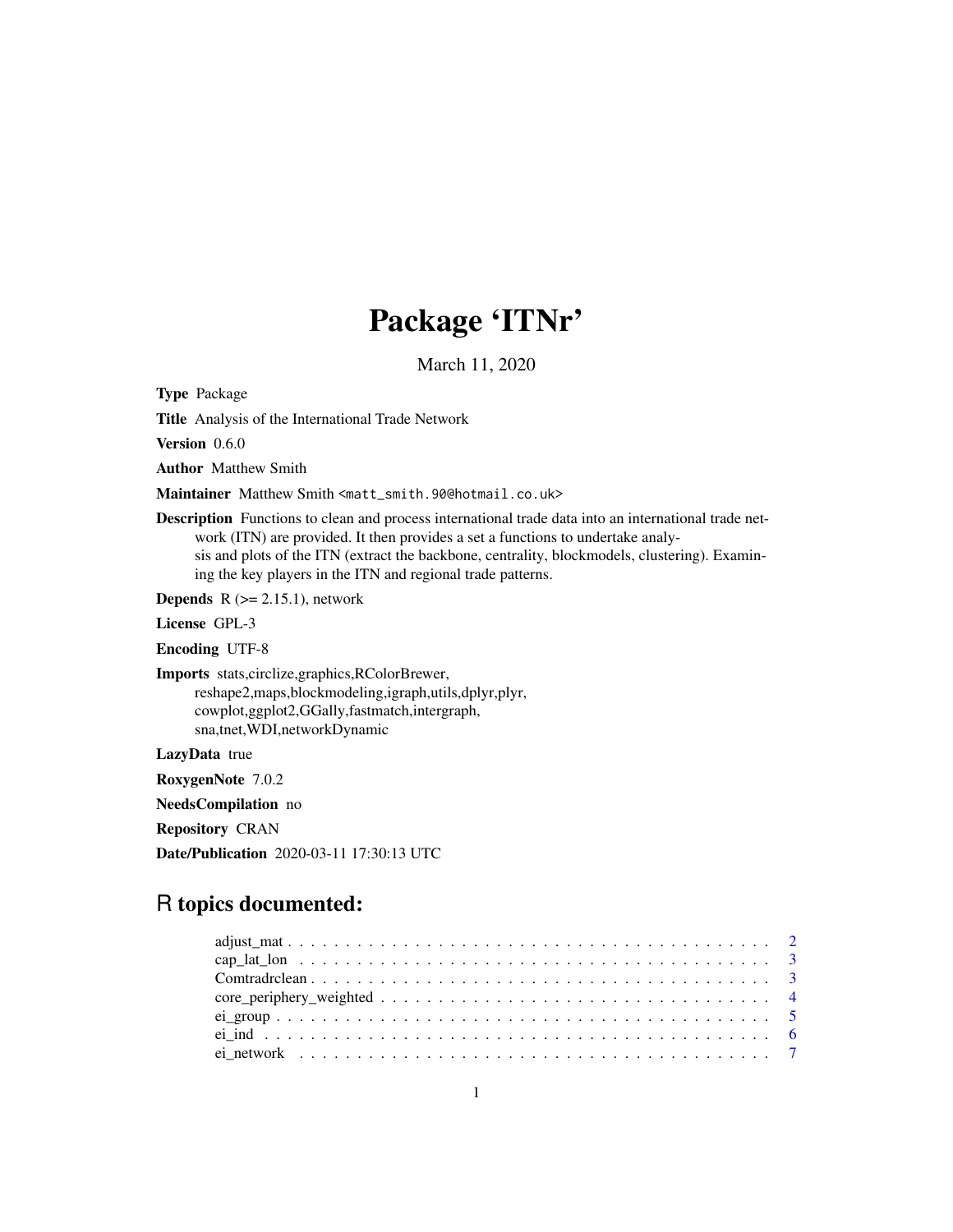# Package 'ITNr'

March 11, 2020

**Type** Package

**Title** Analysis of the International Trade Network

**Version** 0.6.0

**Author** Matthew Smith

**Maintainer** Matthew Smith <matt_smith.90@hotmail.co.uk>

**Description** Functions to clean and process international trade data into an international trade network (ITN) are provided. It then provides a set a functions to undertake analysis and plots of the ITN (extract the backbone, centrality, blockmodels, clustering). Examining the key players in the ITN and regional trade patterns.

**Depends** R (>= 2.15.1), network

**License** GPL-3

**Encoding** UTF-8

**Imports** stats,circlize,graphics,RColorBrewer, reshape2,maps,blockmodeling,igraph,utils,dplyr,plyr, cowplot,ggplot2,GGally,fastmatch,intergraph, sna,tnet,WDI,networkDynamic

**LazyData** true

**RoxygenNote** 7.0.2

**NeedsCompilation** no

**Repository** CRAN

**Date/Publication** 2020-03-11 17:30:13 UTC

## R topics documented:

adjust_mat . . . . . . . . . . . . . . . . . . . . . . . . . . . . . . . . . . . . . . . . 2
cap_lat_lon . . . . . . . . . . . . . . . . . . . . . . . . . . . . . . . . . . . . . . . . 3
Comtradrclean . . . . . . . . . . . . . . . . . . . . . . . . . . . . . . . . . . . . . . . 3
core_periphery_weighted . . . . . . . . . . . . . . . . . . . . . . . . . . . . . . . . . 4
ei_group . . . . . . . . . . . . . . . . . . . . . . . . . . . . . . . . . . . . . . . . . . 5
ei_ind . . . . . . . . . . . . . . . . . . . . . . . . . . . . . . . . . . . . . . . . . . . 6
ei_network . . . . . . . . . . . . . . . . . . . . . . . . . . . . . . . . . . . . . . . . 7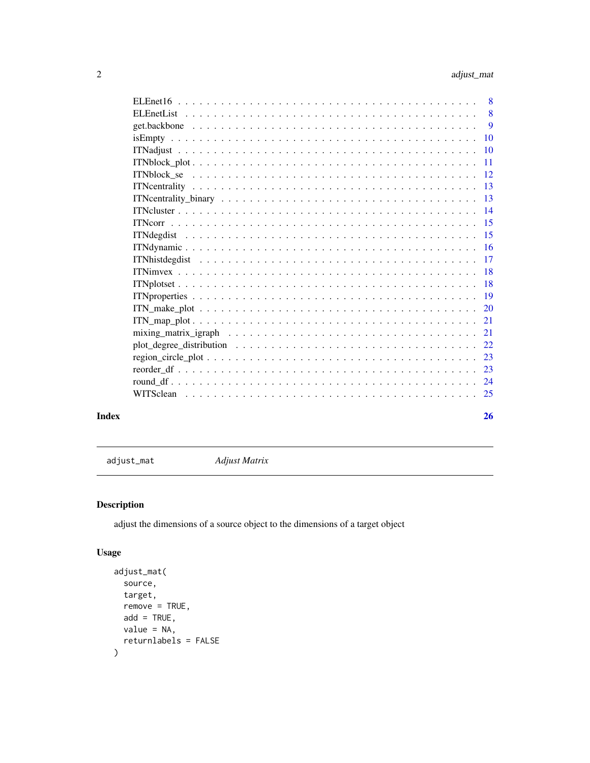ELEnet16 . . . . . . . . . . . . . . . . . . . . . . . . . . . . . . . . . . . . . . 8
ELEnetList . . . . . . . . . . . . . . . . . . . . . . . . . . . . . . . . . . . . . 8
get.backbone . . . . . . . . . . . . . . . . . . . . . . . . . . . . . . . . . . . . 9
isEmpty . . . . . . . . . . . . . . . . . . . . . . . . . . . . . . . . . . . . . . 10
ITNadjust . . . . . . . . . . . . . . . . . . . . . . . . . . . . . . . . . . . . . 10
ITNblock_plot . . . . . . . . . . . . . . . . . . . . . . . . . . . . . . . . . . . 11
ITNblock_se . . . . . . . . . . . . . . . . . . . . . . . . . . . . . . . . . . . . 12
ITNcentrality . . . . . . . . . . . . . . . . . . . . . . . . . . . . . . . . . . . 13
ITNcentrality_binary . . . . . . . . . . . . . . . . . . . . . . . . . . . . . . . 13
ITNcluster . . . . . . . . . . . . . . . . . . . . . . . . . . . . . . . . . . . . 14
ITNcorr . . . . . . . . . . . . . . . . . . . . . . . . . . . . . . . . . . . . . . 15
ITNdegdist . . . . . . . . . . . . . . . . . . . . . . . . . . . . . . . . . . . . 15
ITNdynamic . . . . . . . . . . . . . . . . . . . . . . . . . . . . . . . . . . . . 16
ITNhistdegdist . . . . . . . . . . . . . . . . . . . . . . . . . . . . . . . . . . 17
ITNimvex . . . . . . . . . . . . . . . . . . . . . . . . . . . . . . . . . . . . . 18
ITNplotset . . . . . . . . . . . . . . . . . . . . . . . . . . . . . . . . . . . . 18
ITNproperties . . . . . . . . . . . . . . . . . . . . . . . . . . . . . . . . . . . 19
ITN_make_plot . . . . . . . . . . . . . . . . . . . . . . . . . . . . . . . . . . . 20
ITN_map_plot . . . . . . . . . . . . . . . . . . . . . . . . . . . . . . . . . . . 21
mixing_matrix_igraph . . . . . . . . . . . . . . . . . . . . . . . . . . . . . . . 21
plot_degree_distribution . . . . . . . . . . . . . . . . . . . . . . . . . . . . . 22
region_circle_plot . . . . . . . . . . . . . . . . . . . . . . . . . . . . . . . . . 23
reorder_df . . . . . . . . . . . . . . . . . . . . . . . . . . . . . . . . . . . . . 23
round_df . . . . . . . . . . . . . . . . . . . . . . . . . . . . . . . . . . . . . . 24
WITSclean . . . . . . . . . . . . . . . . . . . . . . . . . . . . . . . . . . . . . 25

**Index** **26**

---

`adjust_mat` *Adjust Matrix*

---

## Description

adjust the dimensions of a source object to the dimensions of a target object

## Usage

```
adjust_mat(
  source,
  target,
  remove = TRUE,
  add = TRUE,
  value = NA,
  returnlabels = FALSE
)
```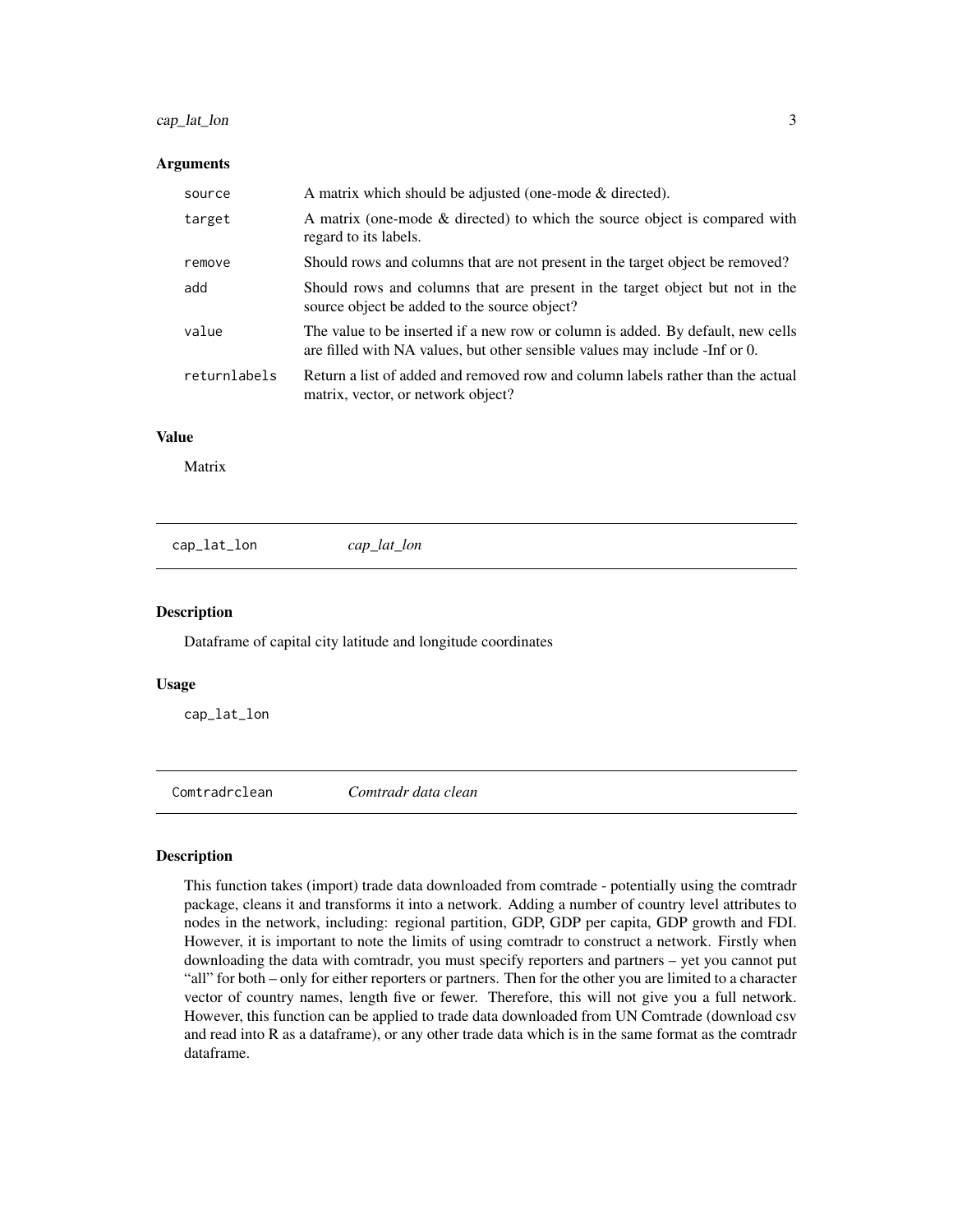### Arguments

| | |
|---|---|
| source | A matrix which should be adjusted (one-mode & directed). |
| target | A matrix (one-mode & directed) to which the source object is compared with regard to its labels. |
| remove | Should rows and columns that are not present in the target object be removed? |
| add | Should rows and columns that are present in the target object but not in the source object be added to the source object? |
| value | The value to be inserted if a new row or column is added. By default, new cells are filled with NA values, but other sensible values may include -Inf or 0. |
| returnlabels | Return a list of added and removed row and column labels rather than the actual matrix, vector, or network object? |

### Value

Matrix

---

## cap_lat_lon *cap_lat_lon*

### Description

Dataframe of capital city latitude and longitude coordinates

### Usage

```
cap_lat_lon
```

---

## Comtradrclean *Comtradr data clean*

### Description

This function takes (import) trade data downloaded from comtrade - potentially using the comtradr package, cleans it and transforms it into a network. Adding a number of country level attributes to nodes in the network, including: regional partition, GDP, GDP per capita, GDP growth and FDI. However, it is important to note the limits of using comtradr to construct a network. Firstly when downloading the data with comtradr, you must specify reporters and partners – yet you cannot put "all" for both – only for either reporters or partners. Then for the other you are limited to a character vector of country names, length five or fewer. Therefore, this will not give you a full network. However, this function can be applied to trade data downloaded from UN Comtrade (download csv and read into R as a dataframe), or any other trade data which is in the same format as the comtradr dataframe.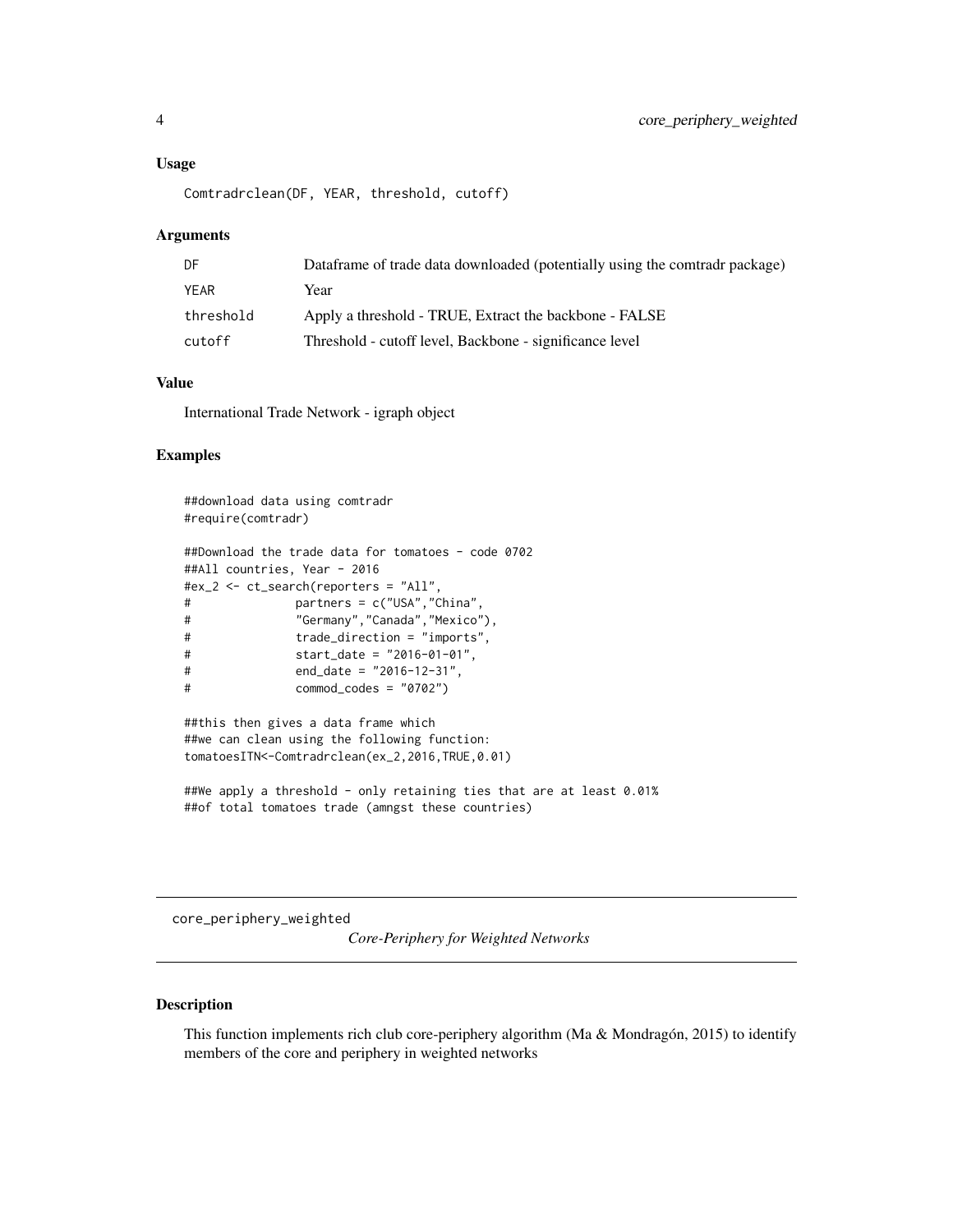### Usage

```
Comtradrclean(DF, YEAR, threshold, cutoff)
```

### Arguments

| | |
|---|---|
| DF | Dataframe of trade data downloaded (potentially using the comtradr package) |
| YEAR | Year |
| threshold | Apply a threshold - TRUE, Extract the backbone - FALSE |
| cutoff | Threshold - cutoff level, Backbone - significance level |

### Value

International Trade Network - igraph object

### Examples

```
##download data using comtradr
#require(comtradr)

##Download the trade data for tomatoes - code 0702
##All countries, Year - 2016
#ex_2 <- ct_search(reporters = "All",
#              partners = c("USA","China",
#              "Germany","Canada","Mexico"),
#              trade_direction = "imports",
#              start_date = "2016-01-01",
#              end_date = "2016-12-31",
#              commod_codes = "0702")

##this then gives a data frame which
##we can clean using the following function:
tomatoesITN<-Comtradrclean(ex_2,2016,TRUE,0.01)

##We apply a threshold - only retaining ties that are at least 0.01%
##of total tomatoes trade (amngst these countries)
```

---

## core_periphery_weighted

*Core-Periphery for Weighted Networks*

### Description

This function implements rich club core-periphery algorithm (Ma & Mondragón, 2015) to identify members of the core and periphery in weighted networks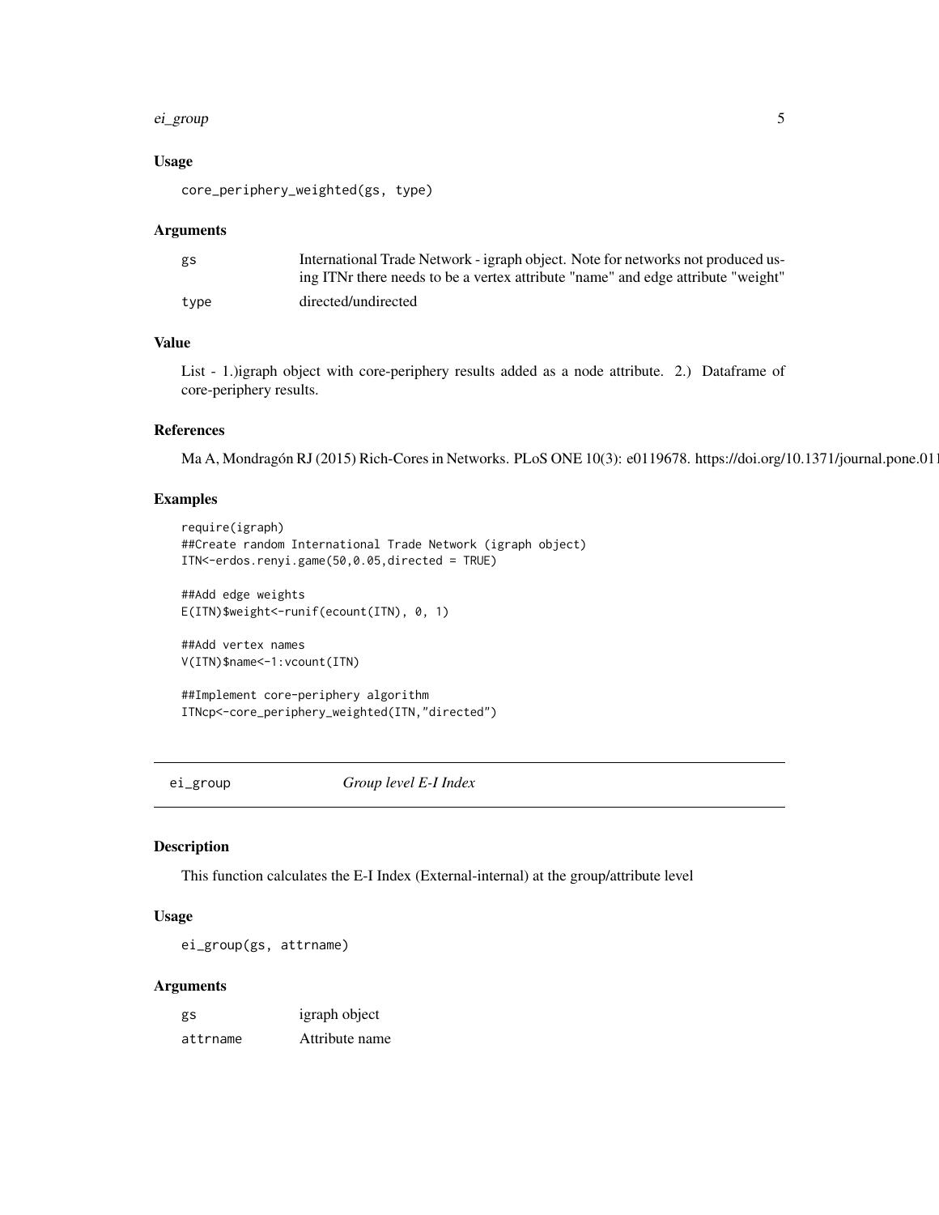### Usage

```
core_periphery_weighted(gs, type)
```

### Arguments

| | |
|---|---|
| gs | International Trade Network - igraph object. Note for networks not produced using ITNr there needs to be a vertex attribute "name" and edge attribute "weight" |
| type | directed/undirected |

### Value

List - 1.)igraph object with core-periphery results added as a node attribute. 2.) Dataframe of core-periphery results.

### References

Ma A, Mondragón RJ (2015) Rich-Cores in Networks. PLoS ONE 10(3): e0119678. https://doi.org/10.1371/journal.pone.011

### Examples

```
require(igraph)
##Create random International Trade Network (igraph object)
ITN<-erdos.renyi.game(50,0.05,directed = TRUE)

##Add edge weights
E(ITN)$weight<-runif(ecount(ITN), 0, 1)

##Add vertex names
V(ITN)$name<-1:vcount(ITN)

##Implement core-periphery algorithm
ITNcp<-core_periphery_weighted(ITN,"directed")
```

---

## ei_group *Group level E-I Index*

### Description

This function calculates the E-I Index (External-internal) at the group/attribute level

### Usage

```
ei_group(gs, attrname)
```

### Arguments

| | |
|---|---|
| gs | igraph object |
| attrname | Attribute name |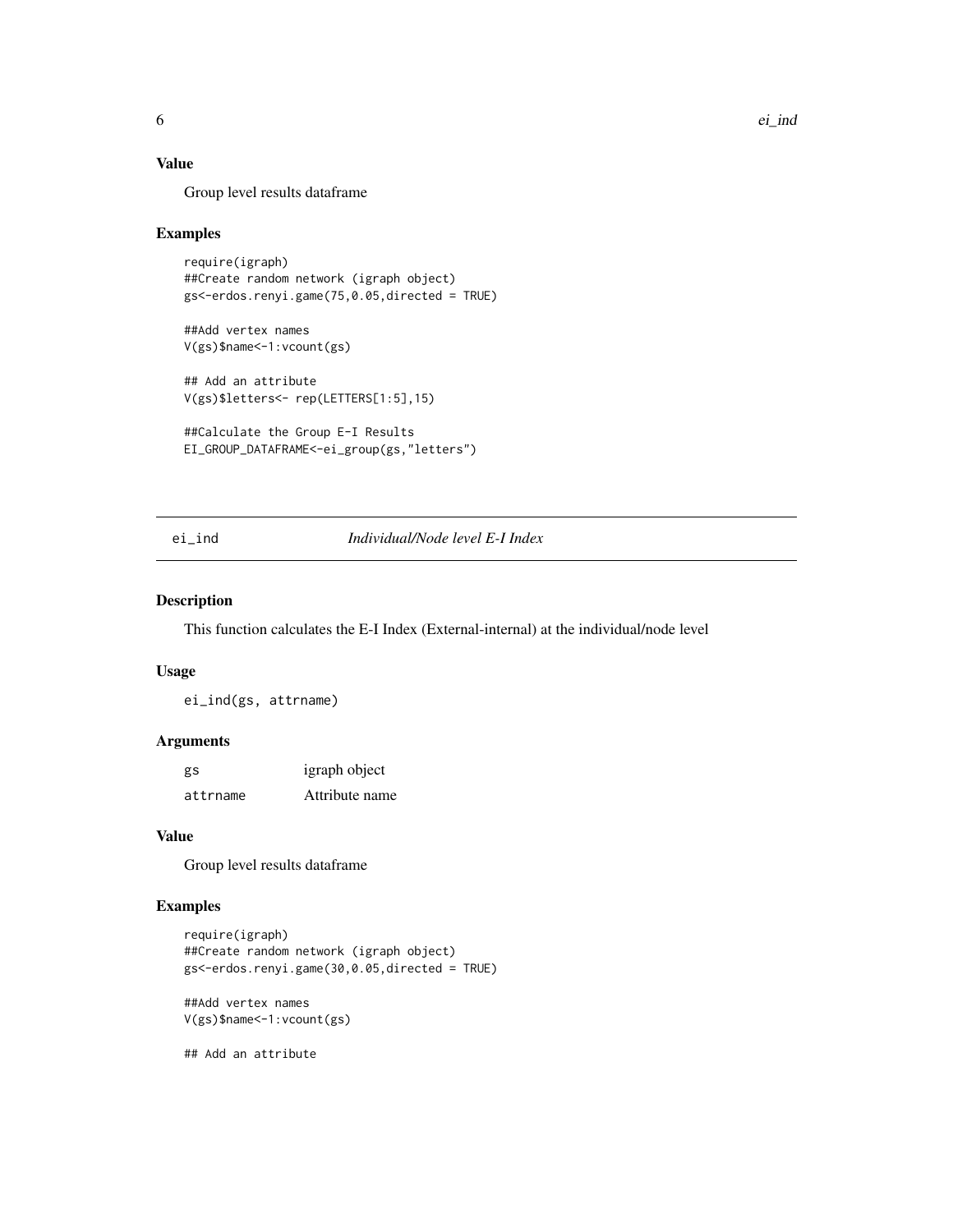### Value

Group level results dataframe

### Examples

```
require(igraph)
##Create random network (igraph object)
gs<-erdos.renyi.game(75,0.05,directed = TRUE)

##Add vertex names
V(gs)$name<-1:vcount(gs)

## Add an attribute
V(gs)$letters<- rep(LETTERS[1:5],15)

##Calculate the Group E-I Results
EI_GROUP_DATAFRAME<-ei_group(gs,"letters")
```

## ei_ind — *Individual/Node level E-I Index*

### Description

This function calculates the E-I Index (External-internal) at the individual/node level

### Usage

```
ei_ind(gs, attrname)
```

### Arguments

| | |
|---|---|
| gs | igraph object |
| attrname | Attribute name |

### Value

Group level results dataframe

### Examples

```
require(igraph)
##Create random network (igraph object)
gs<-erdos.renyi.game(30,0.05,directed = TRUE)

##Add vertex names
V(gs)$name<-1:vcount(gs)

## Add an attribute
```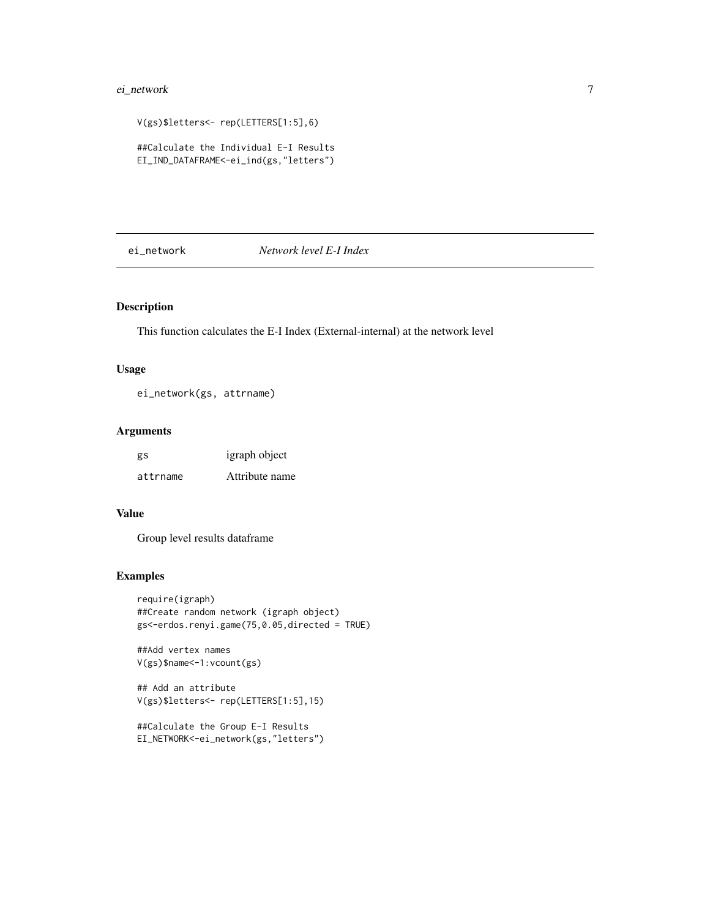```
V(gs)$letters<- rep(LETTERS[1:5],6)

##Calculate the Individual E-I Results
EI_IND_DATAFRAME<-ei_ind(gs,"letters")
```

---

## ei_network    *Network level E-I Index*

### Description

This function calculates the E-I Index (External-internal) at the network level

### Usage

```
ei_network(gs, attrname)
```

### Arguments

| | |
|---|---|
| gs | igraph object |
| attrname | Attribute name |

### Value

Group level results dataframe

### Examples

```
require(igraph)
##Create random network (igraph object)
gs<-erdos.renyi.game(75,0.05,directed = TRUE)

##Add vertex names
V(gs)$name<-1:vcount(gs)

## Add an attribute
V(gs)$letters<- rep(LETTERS[1:5],15)

##Calculate the Group E-I Results
EI_NETWORK<-ei_network(gs,"letters")
```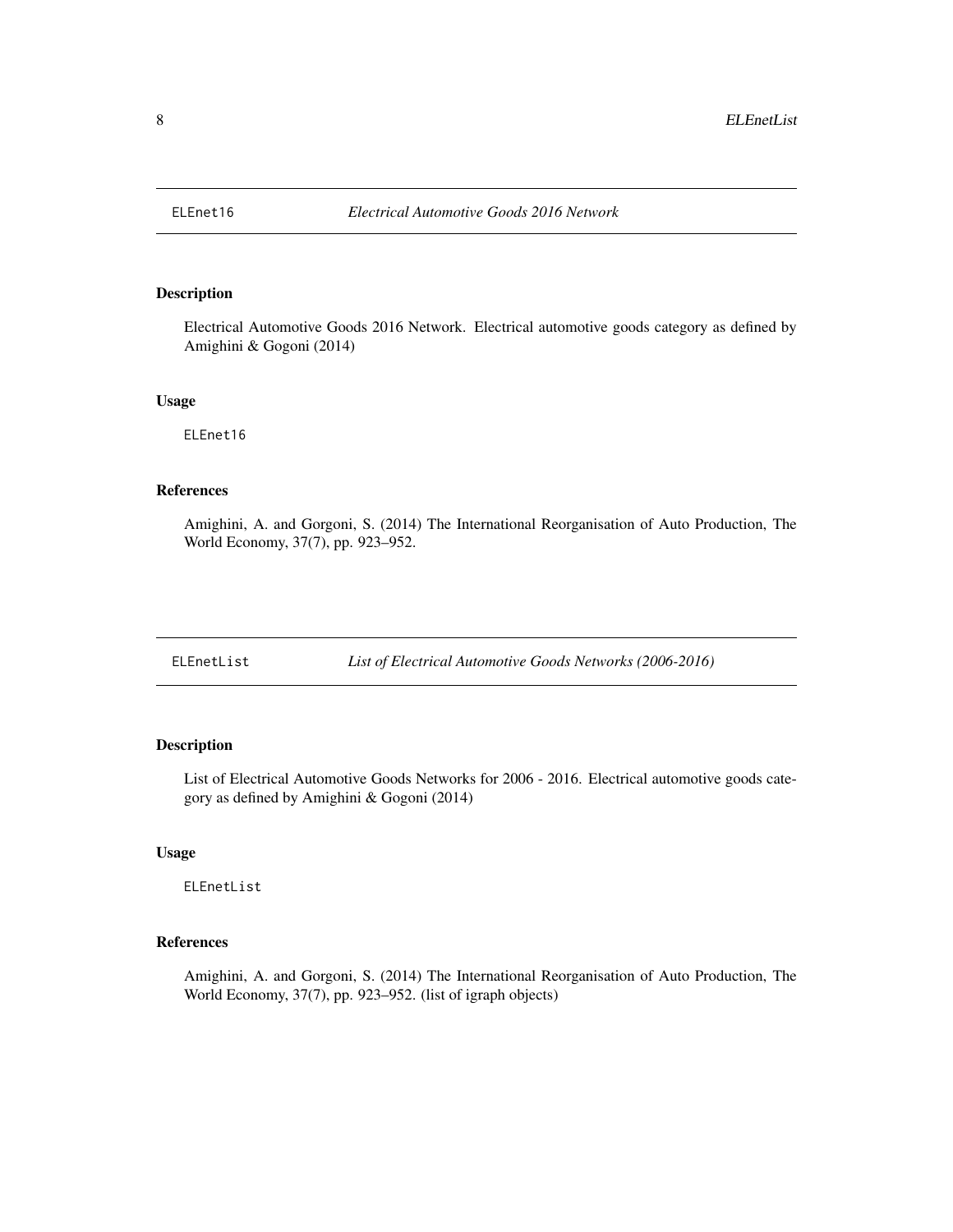## ELEnet16 — *Electrical Automotive Goods 2016 Network*

### Description

Electrical Automotive Goods 2016 Network. Electrical automotive goods category as defined by Amighini & Gogoni (2014)

### Usage

```
ELEnet16
```

### References

Amighini, A. and Gorgoni, S. (2014) The International Reorganisation of Auto Production, The World Economy, 37(7), pp. 923–952.

## ELEnetList — *List of Electrical Automotive Goods Networks (2006-2016)*

### Description

List of Electrical Automotive Goods Networks for 2006 - 2016. Electrical automotive goods category as defined by Amighini & Gogoni (2014)

### Usage

```
ELEnetList
```

### References

Amighini, A. and Gorgoni, S. (2014) The International Reorganisation of Auto Production, The World Economy, 37(7), pp. 923–952. (list of igraph objects)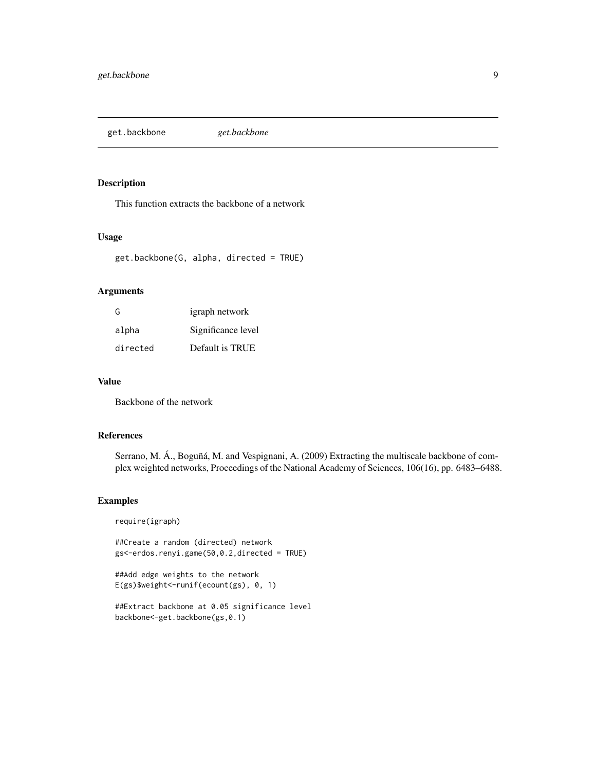## get.backbone *get.backbone*

### Description

This function extracts the backbone of a network

### Usage

```
get.backbone(G, alpha, directed = TRUE)
```

### Arguments

| | |
|---|---|
| G | igraph network |
| alpha | Significance level |
| directed | Default is TRUE |

### Value

Backbone of the network

### References

Serrano, M. Á., Boguñá, M. and Vespignani, A. (2009) Extracting the multiscale backbone of complex weighted networks, Proceedings of the National Academy of Sciences, 106(16), pp. 6483–6488.

### Examples

```
require(igraph)

##Create a random (directed) network
gs<-erdos.renyi.game(50,0.2,directed = TRUE)

##Add edge weights to the network
E(gs)$weight<-runif(ecount(gs), 0, 1)

##Extract backbone at 0.05 significance level
backbone<-get.backbone(gs,0.1)
```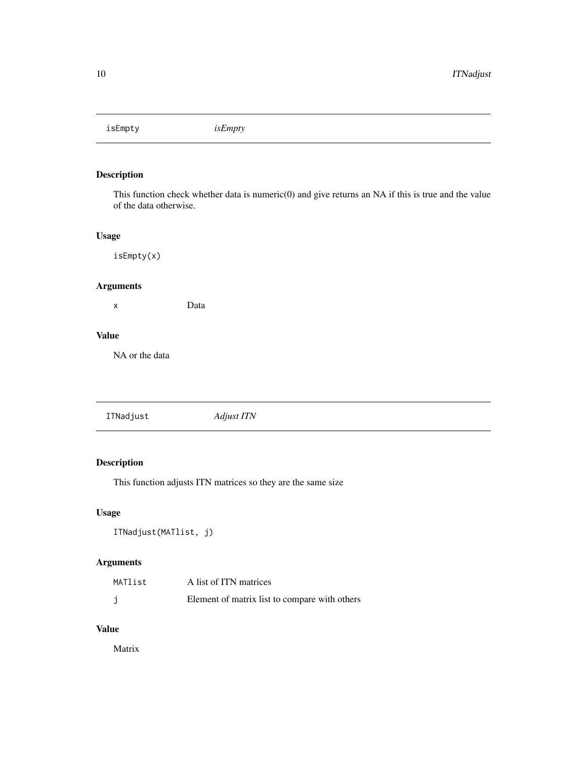## isEmpty — *isEmpty*

### Description

This function check whether data is numeric(0) and give returns an NA if this is true and the value of the data otherwise.

### Usage

```
isEmpty(x)
```

### Arguments

| | |
|---|---|
| x | Data |

### Value

NA or the data

## ITNadjust — *Adjust ITN*

### Description

This function adjusts ITN matrices so they are the same size

### Usage

```
ITNadjust(MATlist, j)
```

### Arguments

| | |
|---|---|
| MATlist | A list of ITN matrices |
| j | Element of matrix list to compare with others |

### Value

Matrix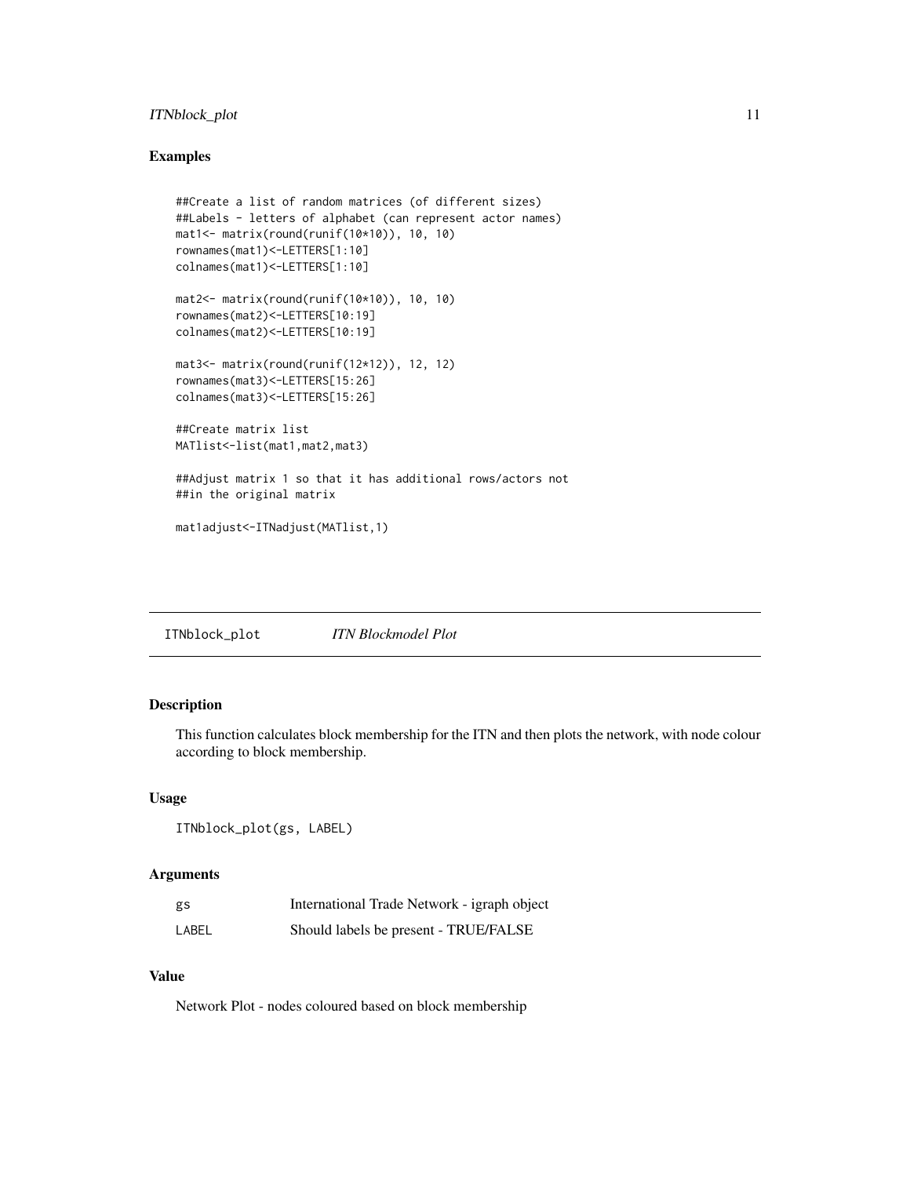## Examples

```
##Create a list of random matrices (of different sizes)
##Labels - letters of alphabet (can represent actor names)
mat1<- matrix(round(runif(10*10)), 10, 10)
rownames(mat1)<-LETTERS[1:10]
colnames(mat1)<-LETTERS[1:10]

mat2<- matrix(round(runif(10*10)), 10, 10)
rownames(mat2)<-LETTERS[10:19]
colnames(mat2)<-LETTERS[10:19]

mat3<- matrix(round(runif(12*12)), 12, 12)
rownames(mat3)<-LETTERS[15:26]
colnames(mat3)<-LETTERS[15:26]

##Create matrix list
MATlist<-list(mat1,mat2,mat3)

##Adjust matrix 1 so that it has additional rows/actors not
##in the original matrix

mat1adjust<-ITNadjust(MATlist,1)
```

---

# ITNblock_plot *ITN Blockmodel Plot*

---

## Description

This function calculates block membership for the ITN and then plots the network, with node colour according to block membership.

## Usage

```
ITNblock_plot(gs, LABEL)
```

## Arguments

| | |
|---|---|
| gs | International Trade Network - igraph object |
| LABEL | Should labels be present - TRUE/FALSE |

## Value

Network Plot - nodes coloured based on block membership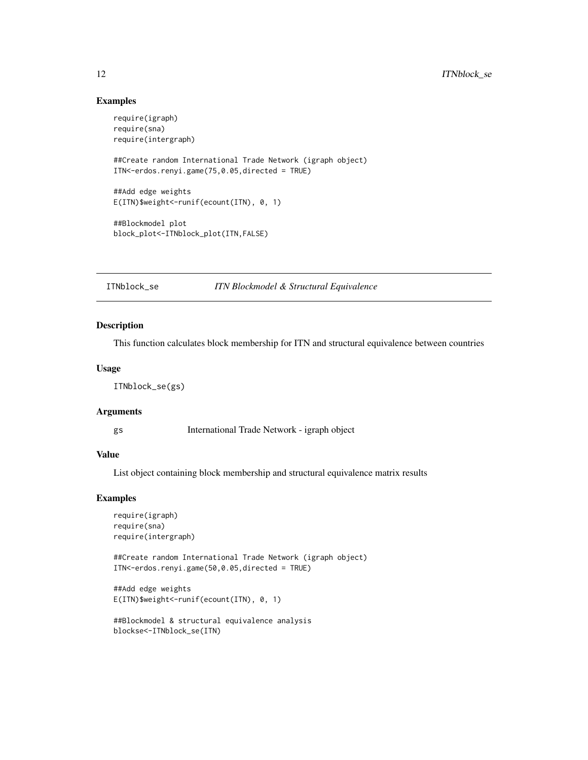## Examples

```
require(igraph)
require(sna)
require(intergraph)

##Create random International Trade Network (igraph object)
ITN<-erdos.renyi.game(75,0.05,directed = TRUE)

##Add edge weights
E(ITN)$weight<-runif(ecount(ITN), 0, 1)

##Blockmodel plot
block_plot<-ITNblock_plot(ITN,FALSE)
```

---

# ITNblock_se &nbsp;&nbsp;&nbsp;&nbsp; *ITN Blockmodel & Structural Equivalence*

## Description

This function calculates block membership for ITN and structural equivalence between countries

## Usage

```
ITNblock_se(gs)
```

## Arguments

| | |
|---|---|
| gs | International Trade Network - igraph object |

## Value

List object containing block membership and structural equivalence matrix results

## Examples

```
require(igraph)
require(sna)
require(intergraph)

##Create random International Trade Network (igraph object)
ITN<-erdos.renyi.game(50,0.05,directed = TRUE)

##Add edge weights
E(ITN)$weight<-runif(ecount(ITN), 0, 1)

##Blockmodel & structural equivalence analysis
blockse<-ITNblock_se(ITN)
```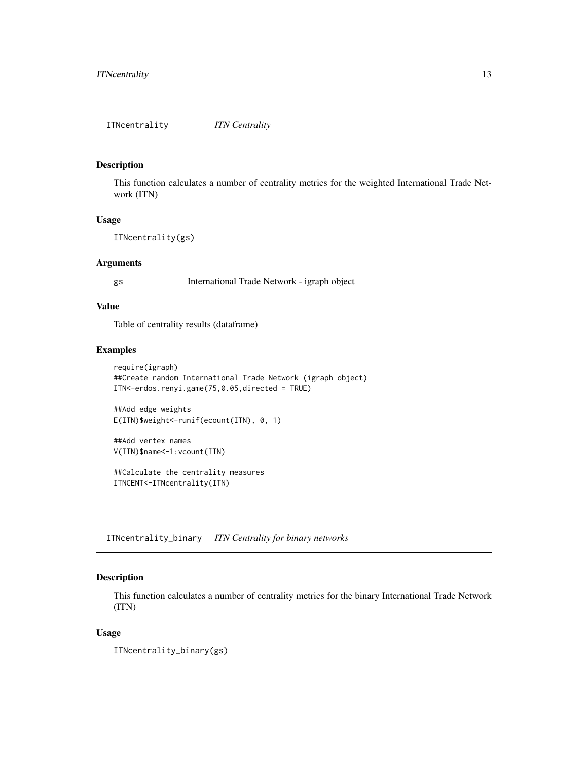## ITNcentrality    *ITN Centrality*

### Description

This function calculates a number of centrality metrics for the weighted International Trade Network (ITN)

### Usage

```
ITNcentrality(gs)
```

### Arguments

| | |
|---|---|
| gs | International Trade Network - igraph object |

### Value

Table of centrality results (dataframe)

### Examples

```
require(igraph)
##Create random International Trade Network (igraph object)
ITN<-erdos.renyi.game(75,0.05,directed = TRUE)

##Add edge weights
E(ITN)$weight<-runif(ecount(ITN), 0, 1)

##Add vertex names
V(ITN)$name<-1:vcount(ITN)

##Calculate the centrality measures
ITNCENT<-ITNcentrality(ITN)
```

## ITNcentrality_binary    *ITN Centrality for binary networks*

### Description

This function calculates a number of centrality metrics for the binary International Trade Network (ITN)

### Usage

```
ITNcentrality_binary(gs)
```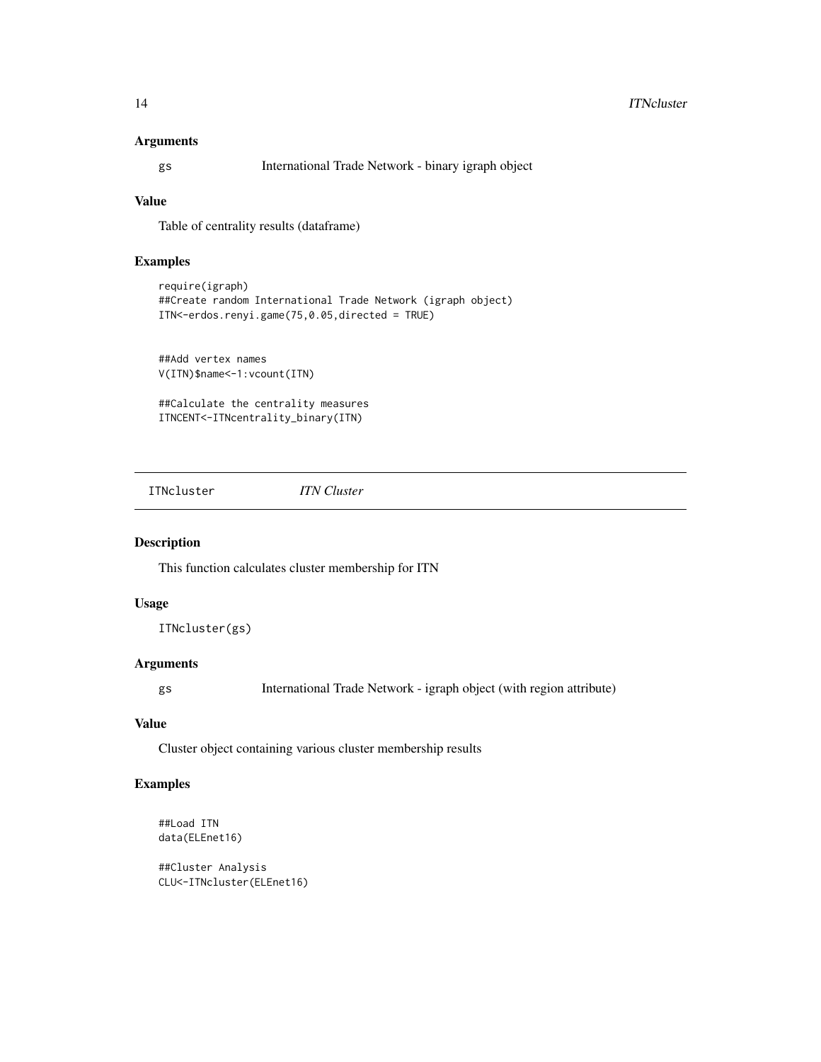## Arguments

gs International Trade Network - binary igraph object

## Value

Table of centrality results (dataframe)

## Examples

```
require(igraph)
##Create random International Trade Network (igraph object)
ITN<-erdos.renyi.game(75,0.05,directed = TRUE)


##Add vertex names
V(ITN)$name<-1:vcount(ITN)

##Calculate the centrality measures
ITNCENT<-ITNcentrality_binary(ITN)
```

---

# ITNcluster *ITN Cluster*

## Description

This function calculates cluster membership for ITN

## Usage

```
ITNcluster(gs)
```

## Arguments

gs International Trade Network - igraph object (with region attribute)

## Value

Cluster object containing various cluster membership results

## Examples

```
##Load ITN
data(ELEnet16)

##Cluster Analysis
CLU<-ITNcluster(ELEnet16)
```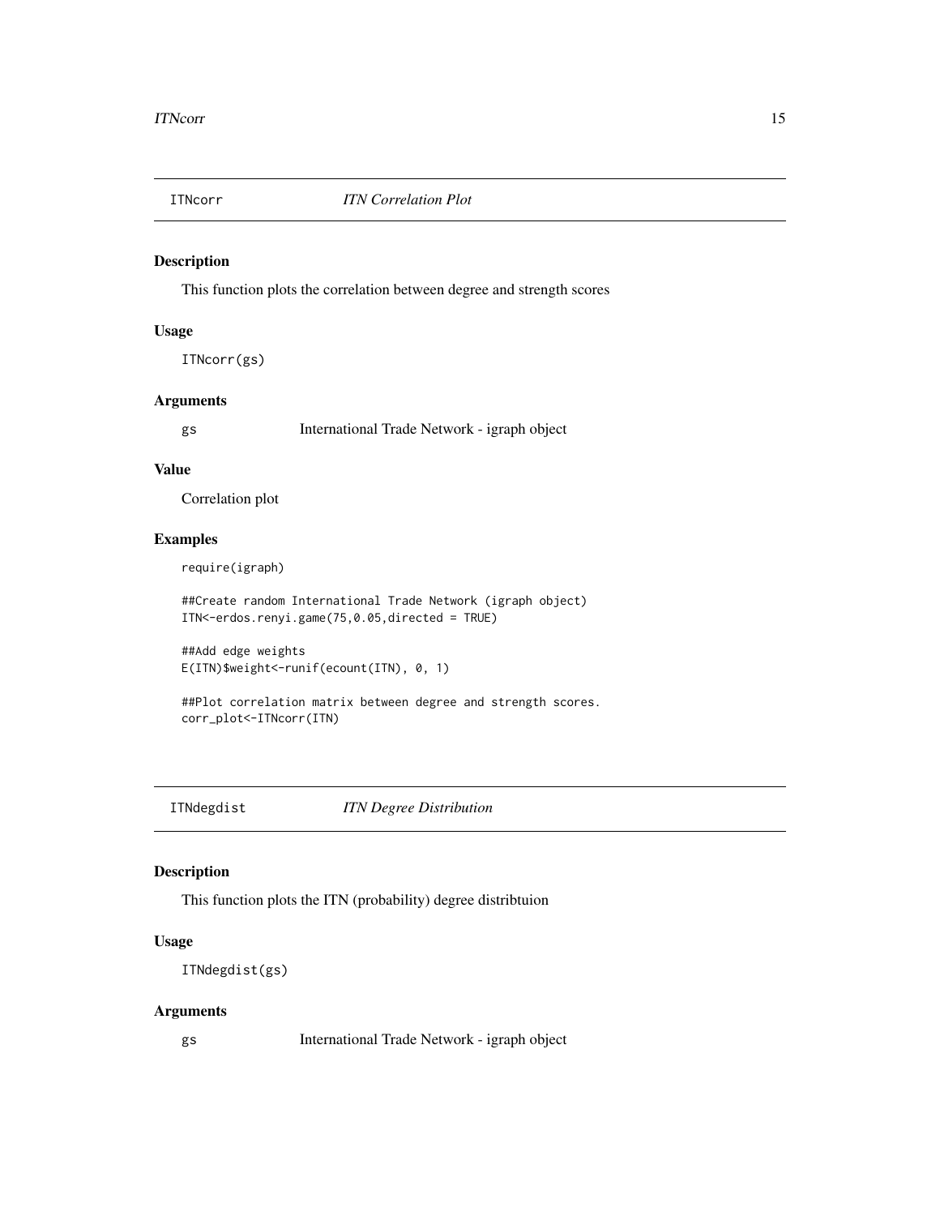## ITNcorr *ITN Correlation Plot*

### Description

This function plots the correlation between degree and strength scores

### Usage

```
ITNcorr(gs)
```

### Arguments

| | |
|---|---|
| gs | International Trade Network - igraph object |

### Value

Correlation plot

### Examples

```
require(igraph)

##Create random International Trade Network (igraph object)
ITN<-erdos.renyi.game(75,0.05,directed = TRUE)

##Add edge weights
E(ITN)$weight<-runif(ecount(ITN), 0, 1)

##Plot correlation matrix between degree and strength scores.
corr_plot<-ITNcorr(ITN)
```

## ITNdegdist *ITN Degree Distribution*

### Description

This function plots the ITN (probability) degree distribtuion

### Usage

```
ITNdegdist(gs)
```

### Arguments

| | |
|---|---|
| gs | International Trade Network - igraph object |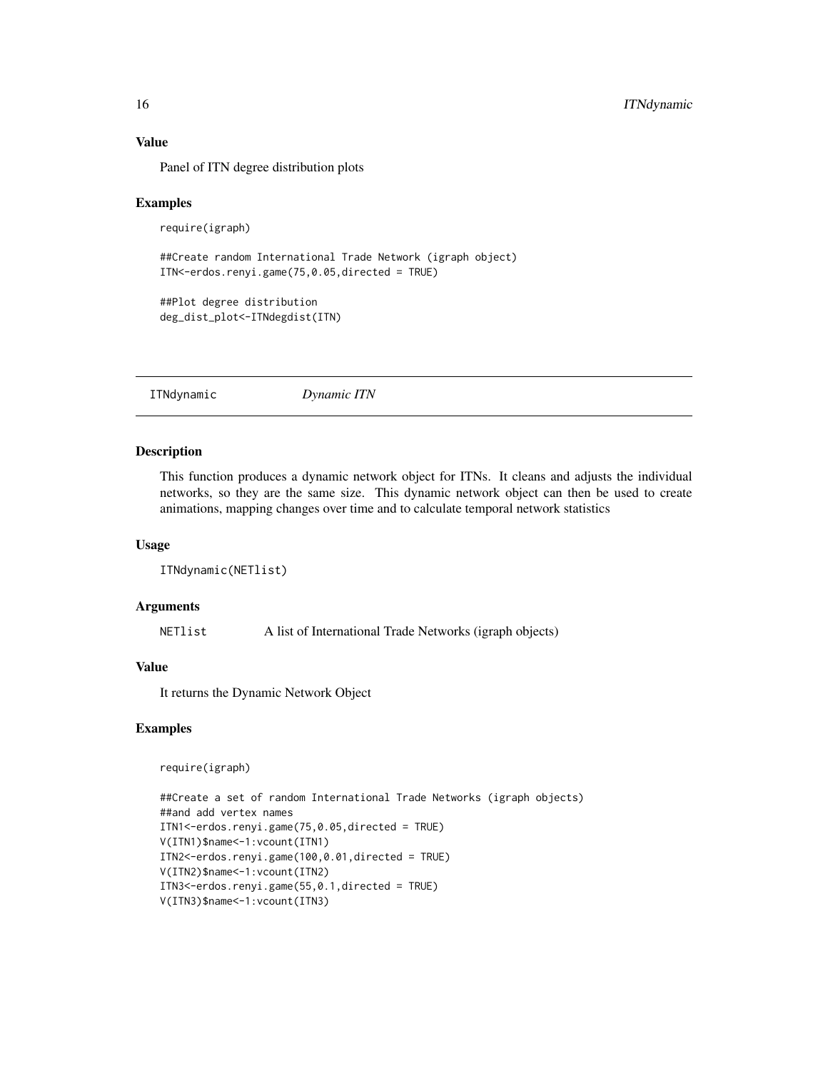### Value

Panel of ITN degree distribution plots

### Examples

```
require(igraph)

##Create random International Trade Network (igraph object)
ITN<-erdos.renyi.game(75,0.05,directed = TRUE)

##Plot degree distribution
deg_dist_plot<-ITNdegdist(ITN)
```

---

## ITNdynamic *Dynamic ITN*

### Description

This function produces a dynamic network object for ITNs. It cleans and adjusts the individual networks, so they are the same size. This dynamic network object can then be used to create animations, mapping changes over time and to calculate temporal network statistics

### Usage

```
ITNdynamic(NETlist)
```

### Arguments

| | |
|---|---|
| NETlist | A list of International Trade Networks (igraph objects) |

### Value

It returns the Dynamic Network Object

### Examples

```
require(igraph)

##Create a set of random International Trade Networks (igraph objects)
##and add vertex names
ITN1<-erdos.renyi.game(75,0.05,directed = TRUE)
V(ITN1)$name<-1:vcount(ITN1)
ITN2<-erdos.renyi.game(100,0.01,directed = TRUE)
V(ITN2)$name<-1:vcount(ITN2)
ITN3<-erdos.renyi.game(55,0.1,directed = TRUE)
V(ITN3)$name<-1:vcount(ITN3)
```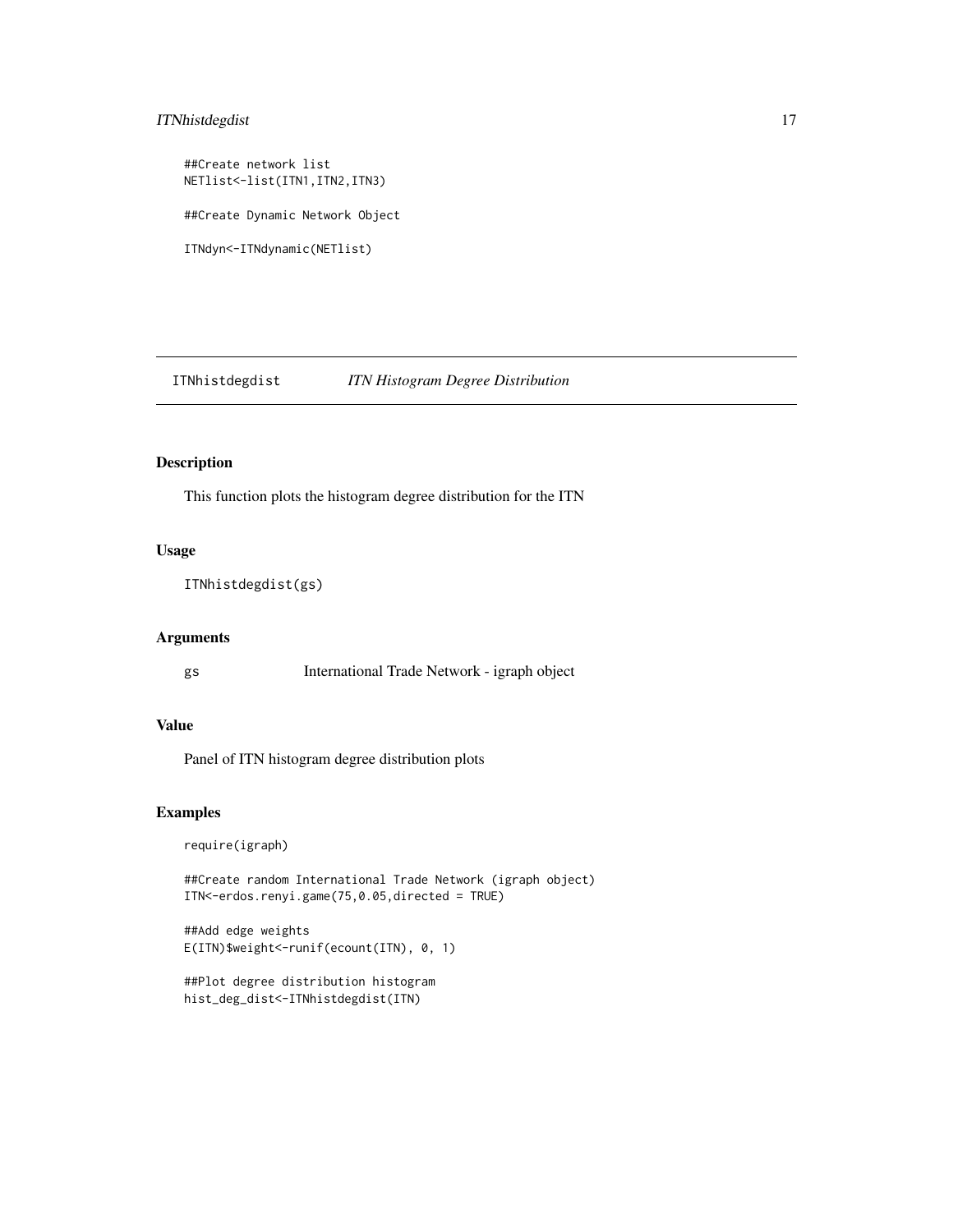```
##Create network list
NETlist<-list(ITN1,ITN2,ITN3)

##Create Dynamic Network Object

ITNdyn<-ITNdynamic(NETlist)
```

## ITNhistdegdist *ITN Histogram Degree Distribution*

### Description

This function plots the histogram degree distribution for the ITN

### Usage

```
ITNhistdegdist(gs)
```

### Arguments

| | |
|---|---|
| gs | International Trade Network - igraph object |

### Value

Panel of ITN histogram degree distribution plots

### Examples

```
require(igraph)

##Create random International Trade Network (igraph object)
ITN<-erdos.renyi.game(75,0.05,directed = TRUE)

##Add edge weights
E(ITN)$weight<-runif(ecount(ITN), 0, 1)

##Plot degree distribution histogram
hist_deg_dist<-ITNhistdegdist(ITN)
```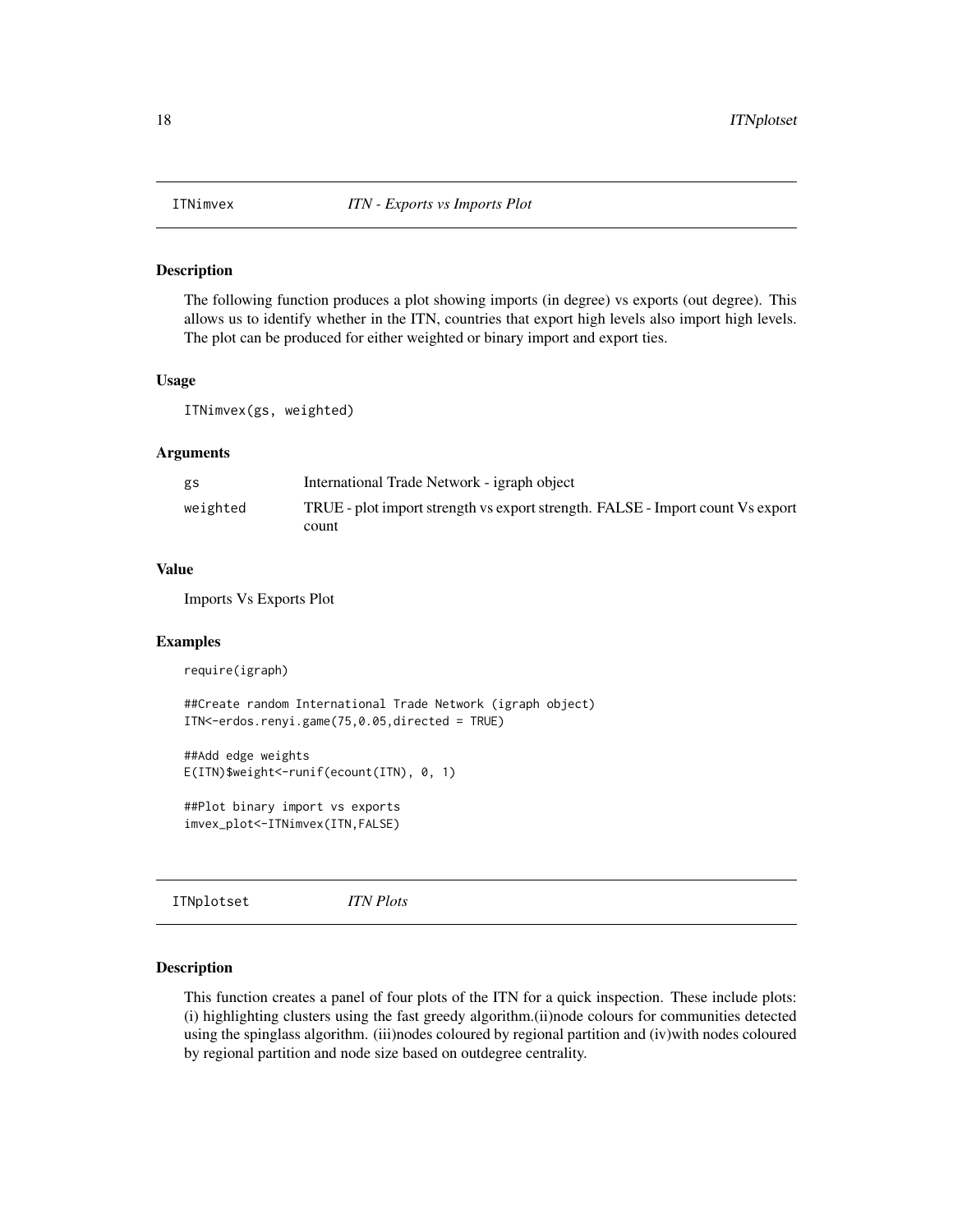## ITNimvex *ITN - Exports vs Imports Plot*

### Description

The following function produces a plot showing imports (in degree) vs exports (out degree). This allows us to identify whether in the ITN, countries that export high levels also import high levels. The plot can be produced for either weighted or binary import and export ties.

### Usage

```
ITNimvex(gs, weighted)
```

### Arguments

| | |
|---|---|
| gs | International Trade Network - igraph object |
| weighted | TRUE - plot import strength vs export strength. FALSE - Import count Vs export count |

### Value

Imports Vs Exports Plot

### Examples

```
require(igraph)

##Create random International Trade Network (igraph object)
ITN<-erdos.renyi.game(75,0.05,directed = TRUE)

##Add edge weights
E(ITN)$weight<-runif(ecount(ITN), 0, 1)

##Plot binary import vs exports
imvex_plot<-ITNimvex(ITN,FALSE)
```

## ITNplotset *ITN Plots*

### Description

This function creates a panel of four plots of the ITN for a quick inspection. These include plots: (i) highlighting clusters using the fast greedy algorithm.(ii)node colours for communities detected using the spinglass algorithm. (iii)nodes coloured by regional partition and (iv)with nodes coloured by regional partition and node size based on outdegree centrality.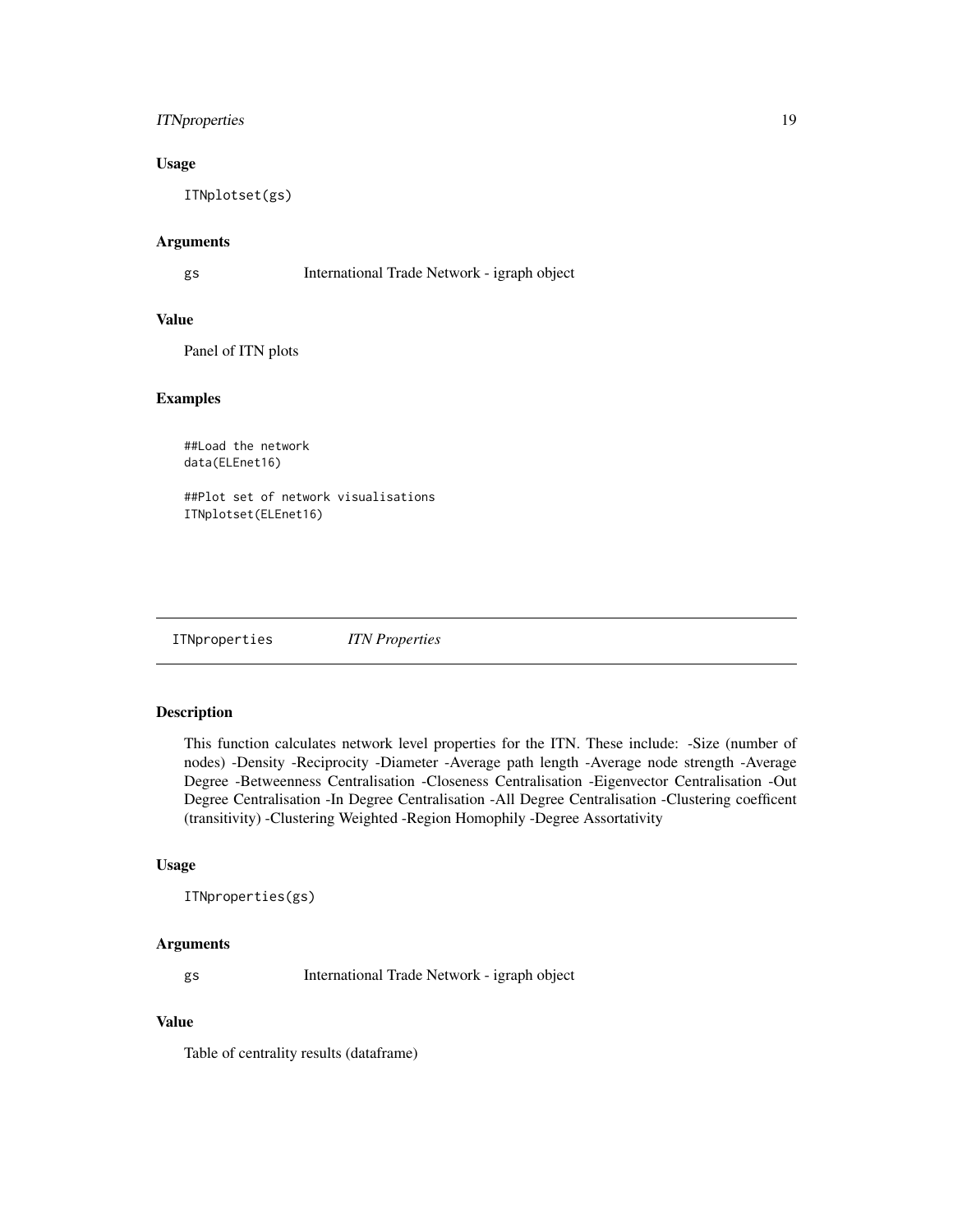## Usage

```
ITNplotset(gs)
```

## Arguments

| | |
|---|---|
| gs | International Trade Network - igraph object |

## Value

Panel of ITN plots

## Examples

```
##Load the network
data(ELEnet16)

##Plot set of network visualisations
ITNplotset(ELEnet16)
```

---

# ITNproperties *ITN Properties*

---

## Description

This function calculates network level properties for the ITN. These include: -Size (number of nodes) -Density -Reciprocity -Diameter -Average path length -Average node strength -Average Degree -Betweenness Centralisation -Closeness Centralisation -Eigenvector Centralisation -Out Degree Centralisation -In Degree Centralisation -All Degree Centralisation -Clustering coefficent (transitivity) -Clustering Weighted -Region Homophily -Degree Assortativity

## Usage

```
ITNproperties(gs)
```

## Arguments

| | |
|---|---|
| gs | International Trade Network - igraph object |

## Value

Table of centrality results (dataframe)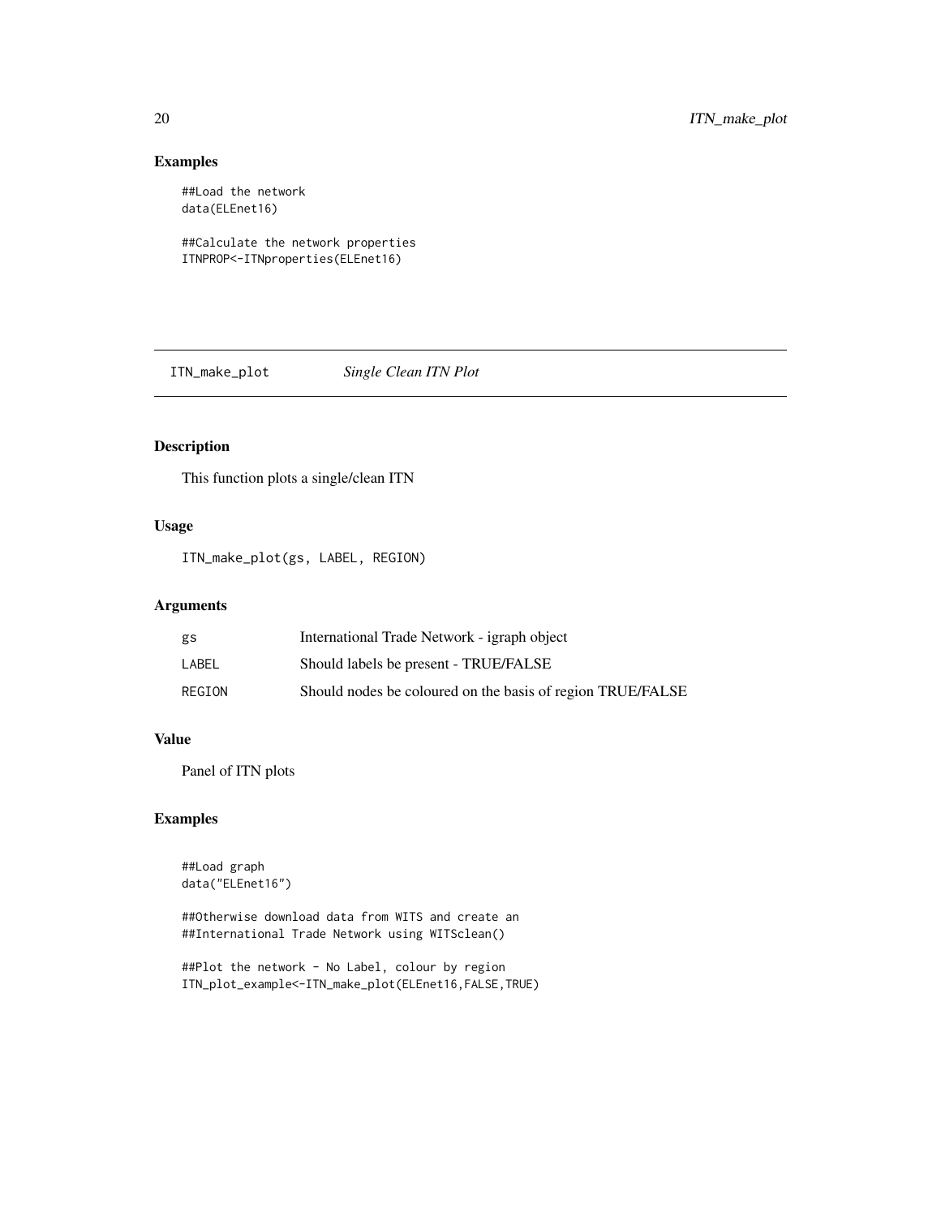## Examples

```
##Load the network
data(ELEnet16)

##Calculate the network properties
ITNPROP<-ITNproperties(ELEnet16)
```

---

`ITN_make_plot` *Single Clean ITN Plot*

---

## Description

This function plots a single/clean ITN

## Usage

```
ITN_make_plot(gs, LABEL, REGION)
```

## Arguments

| | |
|---|---|
| gs | International Trade Network - igraph object |
| LABEL | Should labels be present - TRUE/FALSE |
| REGION | Should nodes be coloured on the basis of region TRUE/FALSE |

## Value

Panel of ITN plots

## Examples

```
##Load graph
data("ELEnet16")

##Otherwise download data from WITS and create an
##International Trade Network using WITSclean()

##Plot the network - No Label, colour by region
ITN_plot_example<-ITN_make_plot(ELEnet16,FALSE,TRUE)
```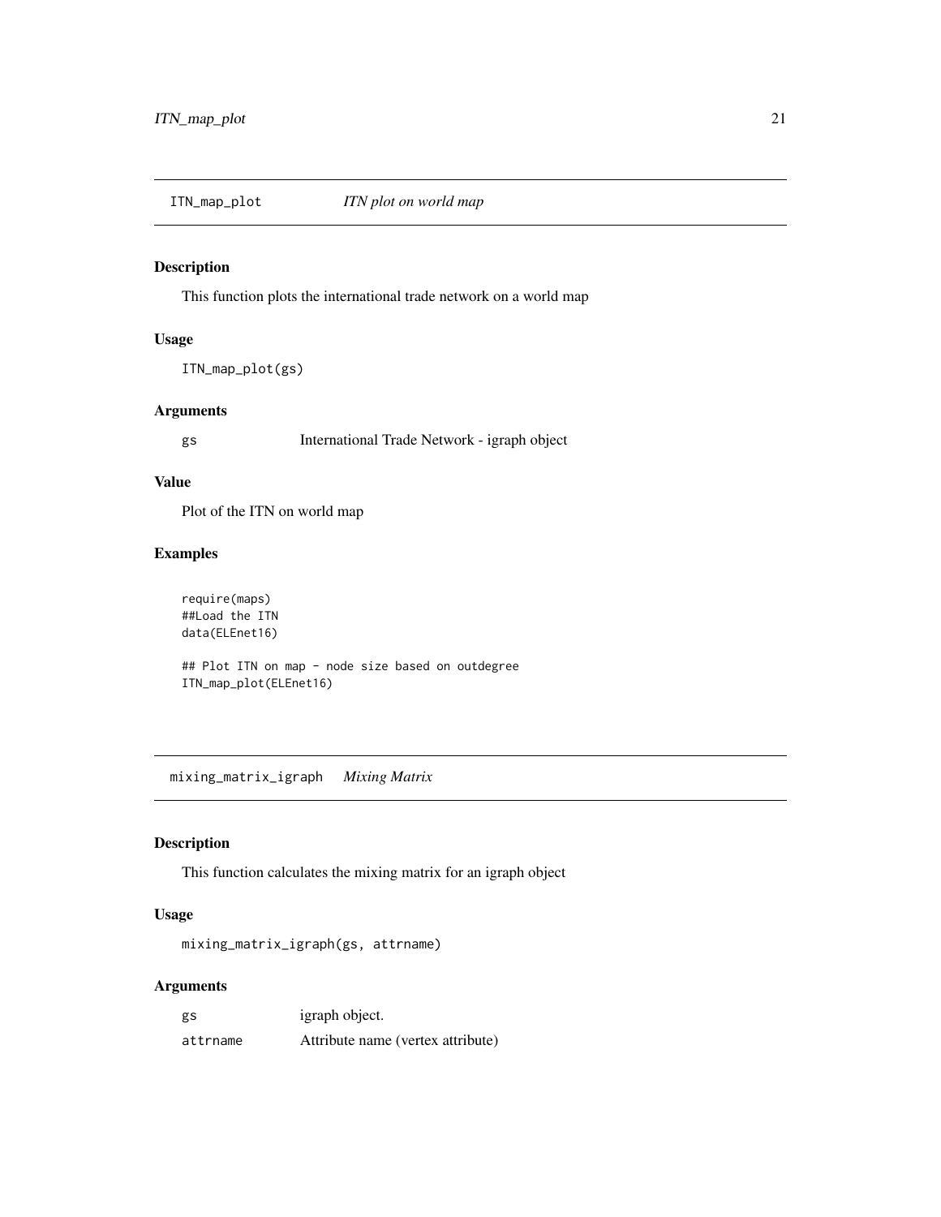## ITN_map_plot    *ITN plot on world map*

### Description

This function plots the international trade network on a world map

### Usage

```
ITN_map_plot(gs)
```

### Arguments

| | |
|---|---|
| gs | International Trade Network - igraph object |

### Value

Plot of the ITN on world map

### Examples

```
require(maps)
##Load the ITN
data(ELEnet16)

## Plot ITN on map - node size based on outdegree
ITN_map_plot(ELEnet16)
```

## mixing_matrix_igraph    *Mixing Matrix*

### Description

This function calculates the mixing matrix for an igraph object

### Usage

```
mixing_matrix_igraph(gs, attrname)
```

### Arguments

| | |
|---|---|
| gs | igraph object. |
| attrname | Attribute name (vertex attribute) |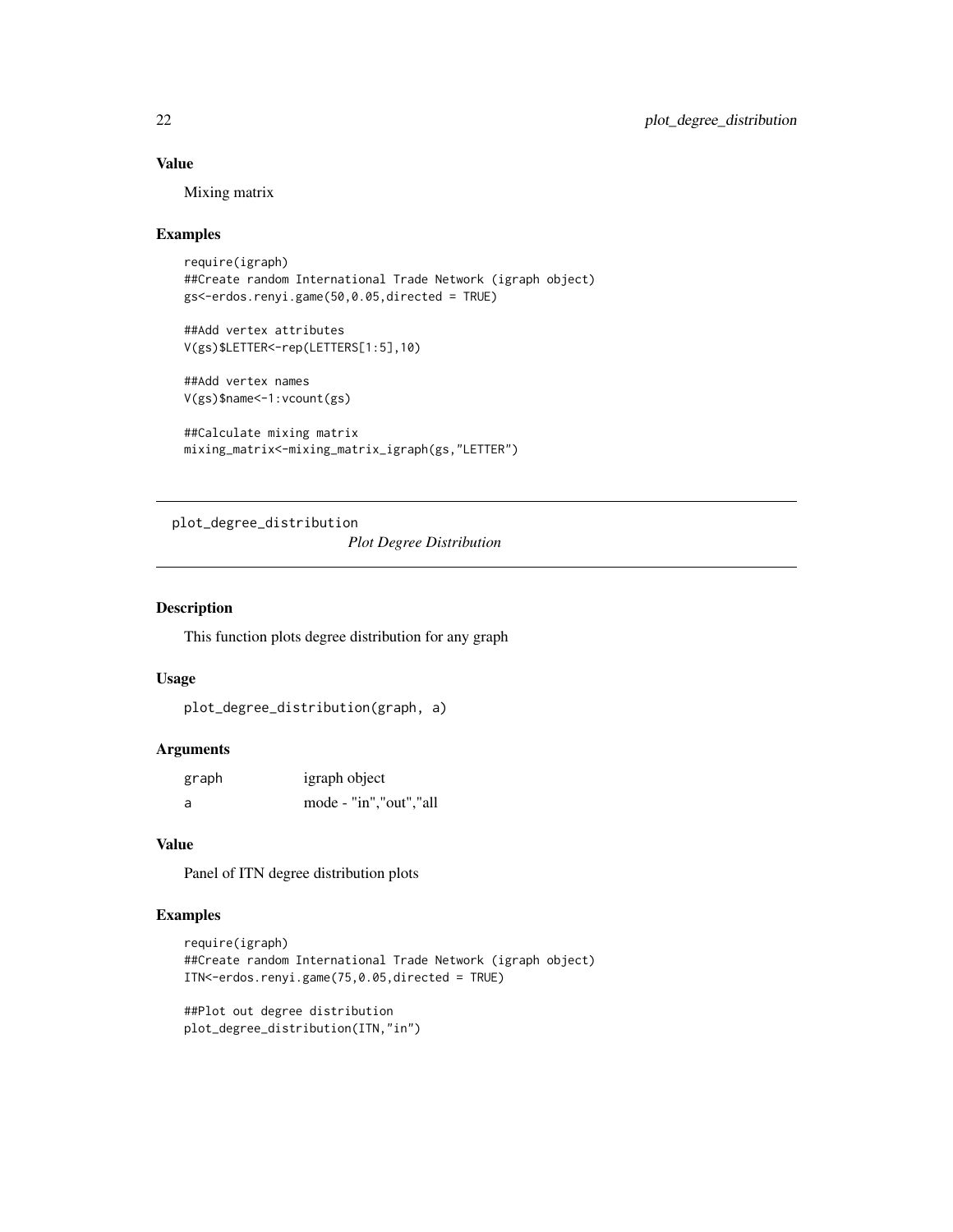### Value

Mixing matrix

### Examples

```
require(igraph)
##Create random International Trade Network (igraph object)
gs<-erdos.renyi.game(50,0.05,directed = TRUE)

##Add vertex attributes
V(gs)$LETTER<-rep(LETTERS[1:5],10)

##Add vertex names
V(gs)$name<-1:vcount(gs)

##Calculate mixing matrix
mixing_matrix<-mixing_matrix_igraph(gs,"LETTER")
```

---

## plot_degree_distribution    *Plot Degree Distribution*

---

### Description

This function plots degree distribution for any graph

### Usage

```
plot_degree_distribution(graph, a)
```

### Arguments

| | |
|---|---|
| graph | igraph object |
| a | mode - "in","out","all |

### Value

Panel of ITN degree distribution plots

### Examples

```
require(igraph)
##Create random International Trade Network (igraph object)
ITN<-erdos.renyi.game(75,0.05,directed = TRUE)

##Plot out degree distribution
plot_degree_distribution(ITN,"in")
```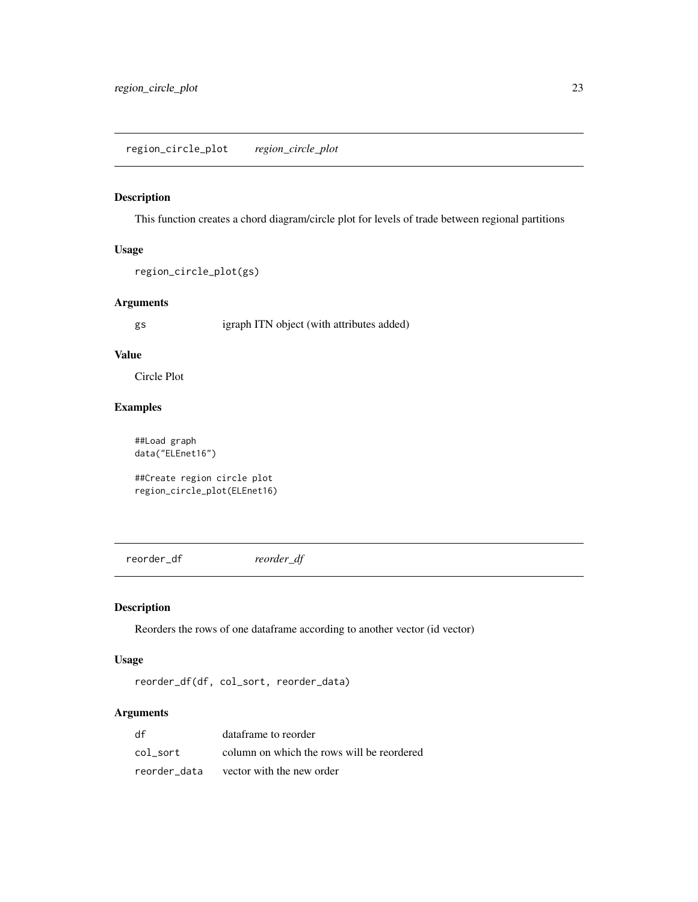## region_circle_plot *region_circle_plot*

### Description

This function creates a chord diagram/circle plot for levels of trade between regional partitions

### Usage

```
region_circle_plot(gs)
```

### Arguments

| | |
|---|---|
| gs | igraph ITN object (with attributes added) |

### Value

Circle Plot

### Examples

```
##Load graph
data("ELEnet16")

##Create region circle plot
region_circle_plot(ELEnet16)
```

## reorder_df *reorder_df*

### Description

Reorders the rows of one dataframe according to another vector (id vector)

### Usage

```
reorder_df(df, col_sort, reorder_data)
```

### Arguments

| | |
|---|---|
| df | dataframe to reorder |
| col_sort | column on which the rows will be reordered |
| reorder_data | vector with the new order |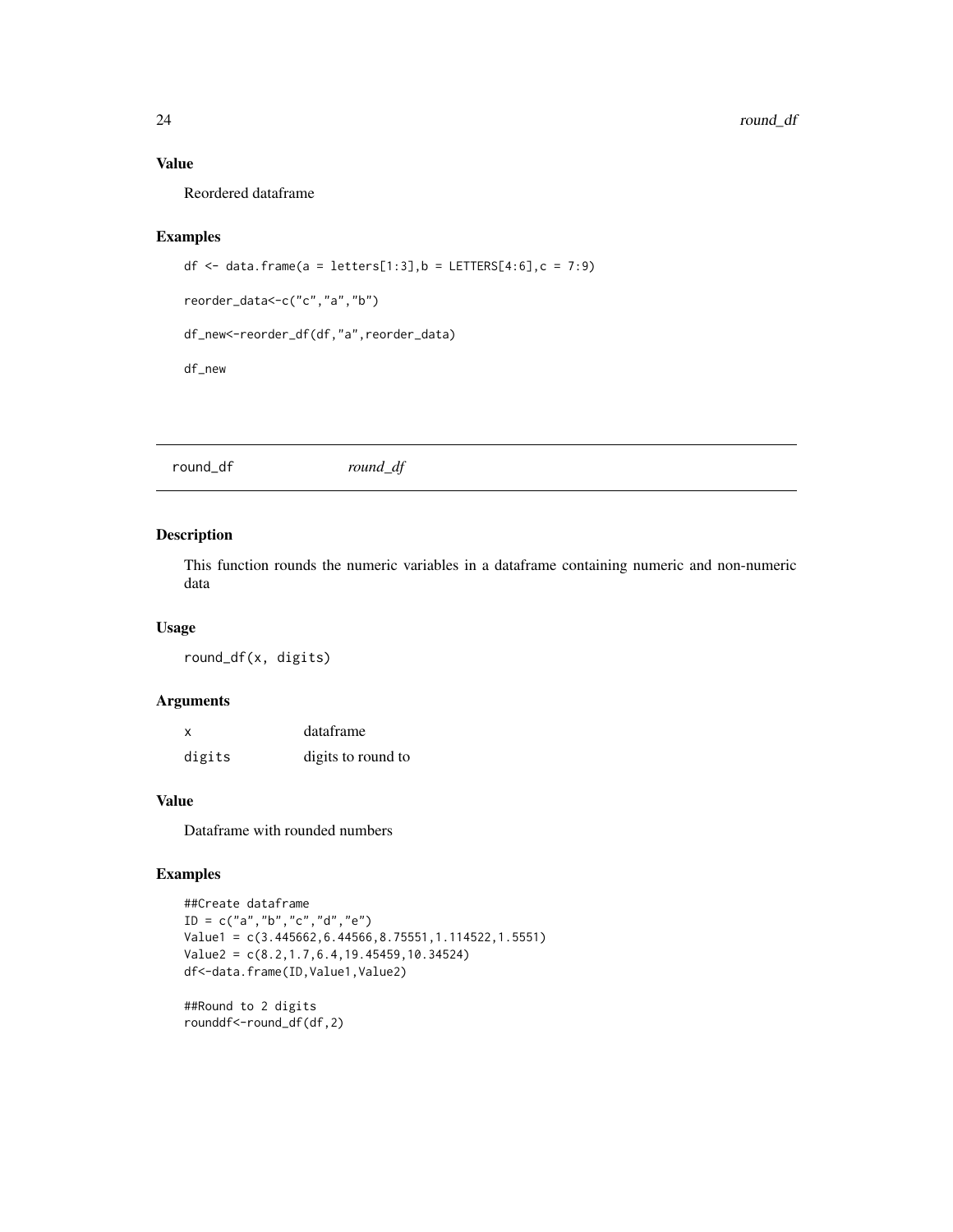### Value

Reordered dataframe

### Examples

```
df <- data.frame(a = letters[1:3],b = LETTERS[4:6],c = 7:9)

reorder_data<-c("c","a","b")

df_new<-reorder_df(df,"a",reorder_data)

df_new
```

---

## round_df *round_df*

---

### Description

This function rounds the numeric variables in a dataframe containing numeric and non-numeric data

### Usage

```
round_df(x, digits)
```

### Arguments

| | |
|---|---|
| x | dataframe |
| digits | digits to round to |

### Value

Dataframe with rounded numbers

### Examples

```
##Create dataframe
ID = c("a","b","c","d","e")
Value1 = c(3.445662,6.44566,8.75551,1.114522,1.5551)
Value2 = c(8.2,1.7,6.4,19.45459,10.34524)
df<-data.frame(ID,Value1,Value2)

##Round to 2 digits
rounddf<-round_df(df,2)
```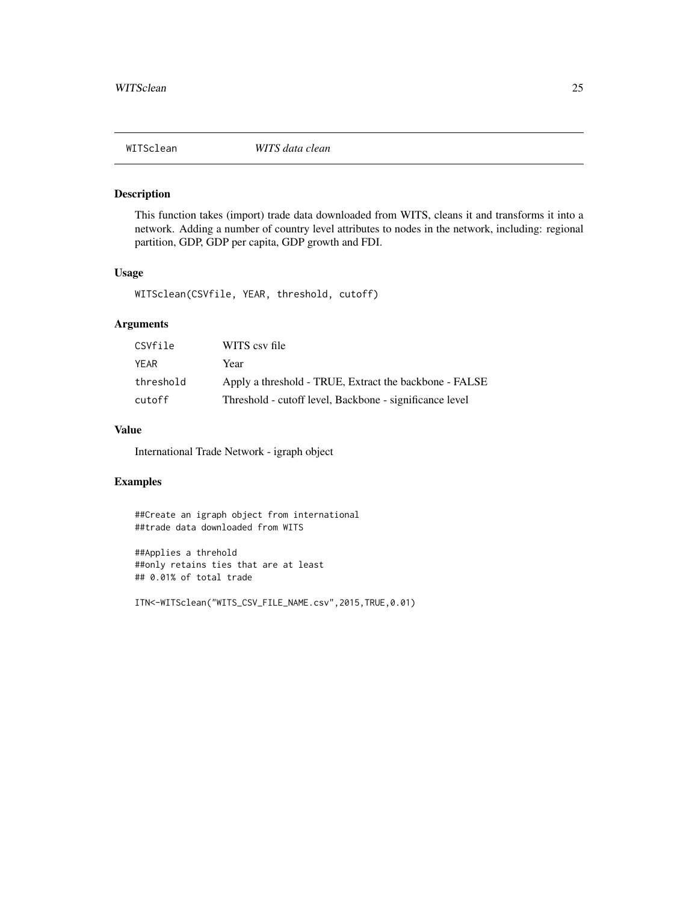# WITSclean *WITS data clean*

## Description

This function takes (import) trade data downloaded from WITS, cleans it and transforms it into a network. Adding a number of country level attributes to nodes in the network, including: regional partition, GDP, GDP per capita, GDP growth and FDI.

## Usage

```
WITSclean(CSVfile, YEAR, threshold, cutoff)
```

## Arguments

| | |
|---|---|
| CSVfile | WITS csv file |
| YEAR | Year |
| threshold | Apply a threshold - TRUE, Extract the backbone - FALSE |
| cutoff | Threshold - cutoff level, Backbone - significance level |

## Value

International Trade Network - igraph object

## Examples

```
##Create an igraph object from international
##trade data downloaded from WITS

##Applies a threhold
##only retains ties that are at least
## 0.01% of total trade

ITN<-WITSclean("WITS_CSV_FILE_NAME.csv",2015,TRUE,0.01)
```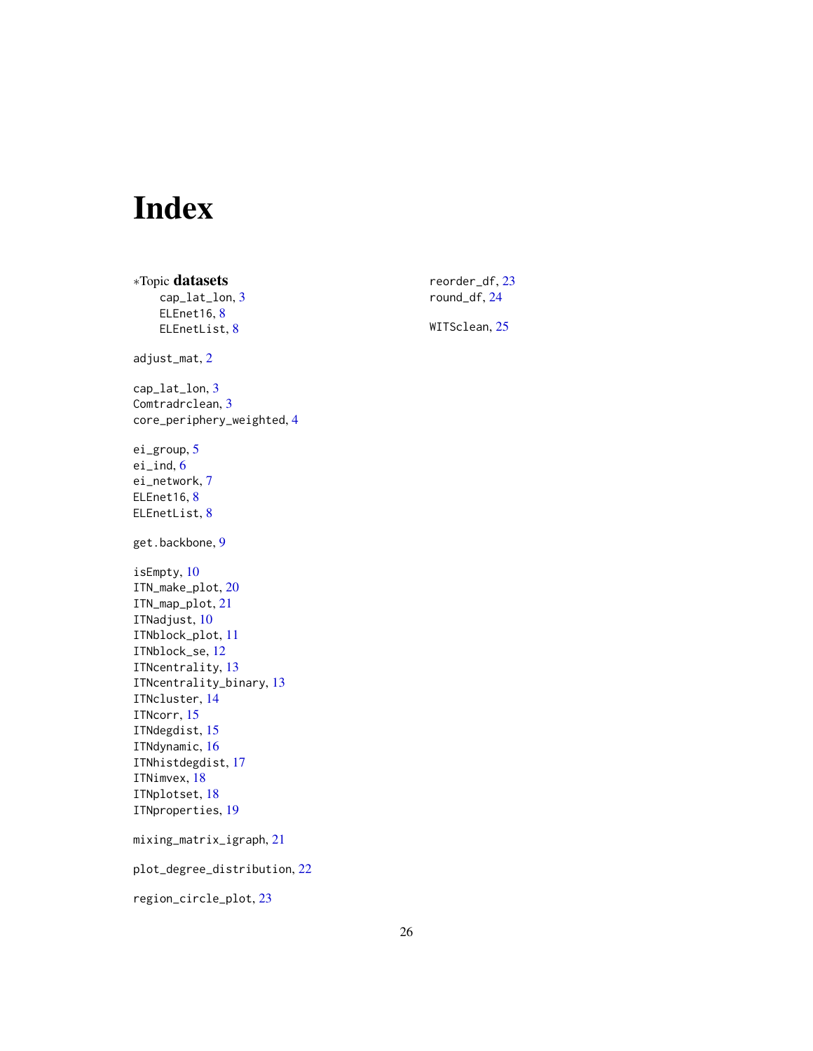# Index

*Topic **datasets**
    cap_lat_lon, 3
    ELEnet16, 8
    ELEnetList, 8

adjust_mat, 2

cap_lat_lon, 3
Comtradrclean, 3
core_periphery_weighted, 4

ei_group, 5
ei_ind, 6
ei_network, 7
ELEnet16, 8
ELEnetList, 8

get.backbone, 9

isEmpty, 10
ITN_make_plot, 20
ITN_map_plot, 21
ITNadjust, 10
ITNblock_plot, 11
ITNblock_se, 12
ITNcentrality, 13
ITNcentrality_binary, 13
ITNcluster, 14
ITNcorr, 15
ITNdegdist, 15
ITNdynamic, 16
ITNhistdegdist, 17
ITNimvex, 18
ITNplotset, 18
ITNproperties, 19

mixing_matrix_igraph, 21

plot_degree_distribution, 22

region_circle_plot, 23
reorder_df, 23
round_df, 24

WITSclean, 25